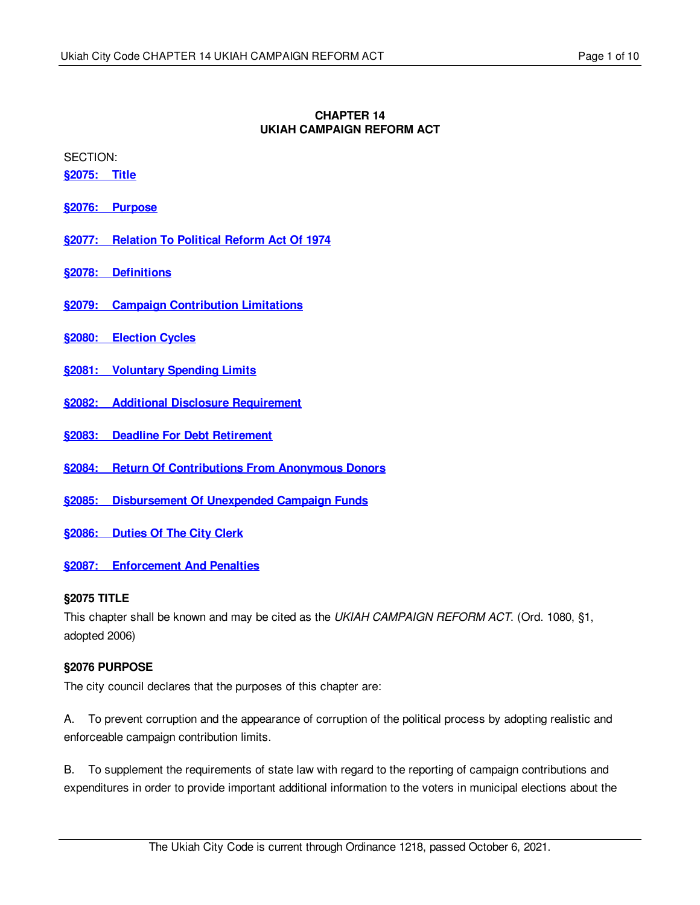# CHAPTER 14
# UKIAH CAMPAIGN REFORM ACT

SECTION:

**§2075: Title**

**§2076: Purpose**

**§2077: Relation To Political Reform Act Of 1974**

**§2078: Definitions**

**§2079: Campaign Contribution Limitations**

**§2080: Election Cycles**

**§2081: Voluntary Spending Limits**

**§2082: Additional Disclosure Requirement**

**§2083: Deadline For Debt Retirement**

**§2084: Return Of Contributions From Anonymous Donors**

**§2085: Disbursement Of Unexpended Campaign Funds**

**§2086: Duties Of The City Clerk**

**§2087: Enforcement And Penalties**

### §2075 TITLE

This chapter shall be known and may be cited as the *UKIAH CAMPAIGN REFORM ACT*. (Ord. 1080, §1, adopted 2006)

### §2076 PURPOSE

The city council declares that the purposes of this chapter are:

A. To prevent corruption and the appearance of corruption of the political process by adopting realistic and enforceable campaign contribution limits.

B. To supplement the requirements of state law with regard to the reporting of campaign contributions and expenditures in order to provide important additional information to the voters in municipal elections about the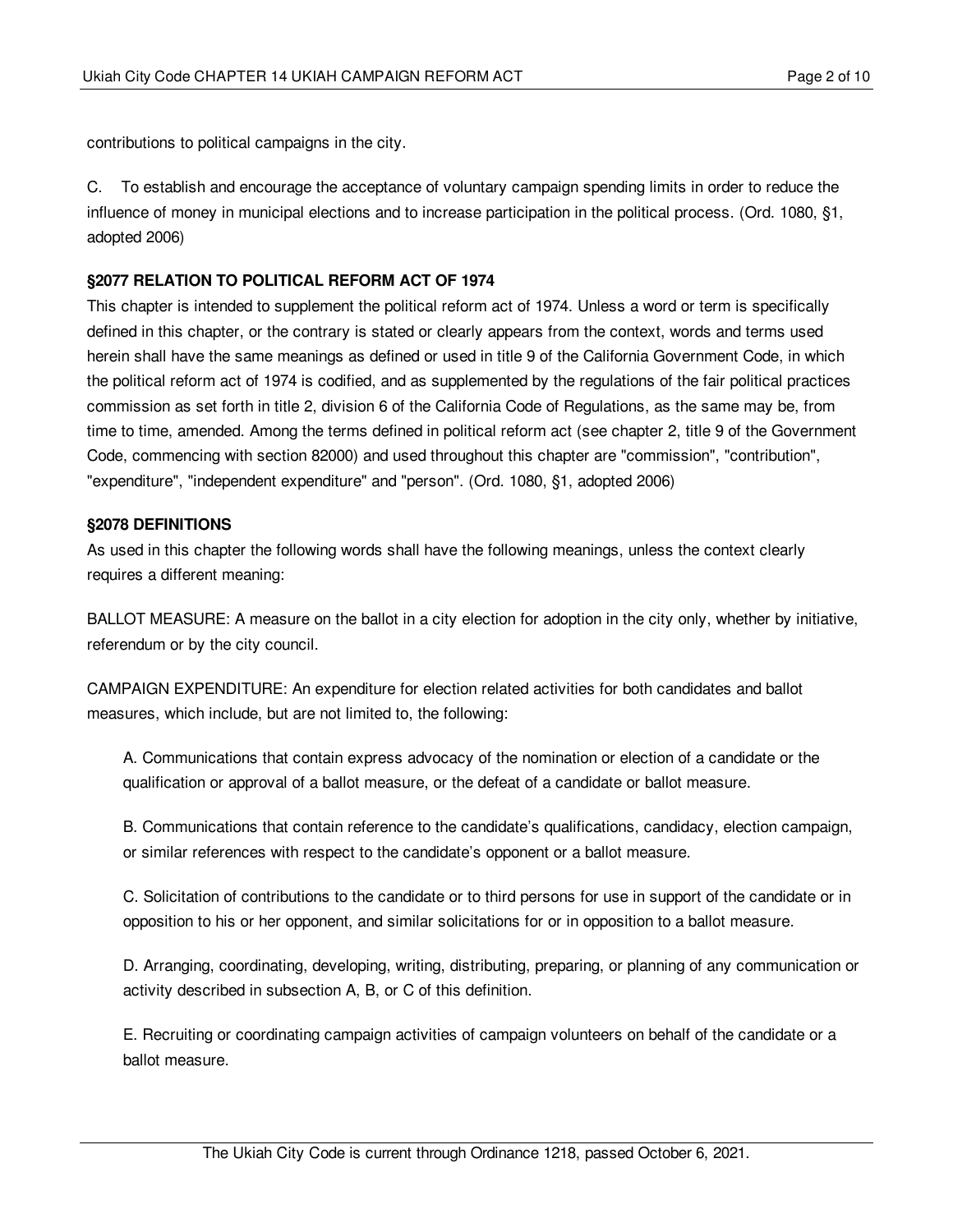contributions to political campaigns in the city.

C. To establish and encourage the acceptance of voluntary campaign spending limits in order to reduce the influence of money in municipal elections and to increase participation in the political process. (Ord. 1080, §1, adopted 2006)

**§2077 RELATION TO POLITICAL REFORM ACT OF 1974**

This chapter is intended to supplement the political reform act of 1974. Unless a word or term is specifically defined in this chapter, or the contrary is stated or clearly appears from the context, words and terms used herein shall have the same meanings as defined or used in title 9 of the California Government Code, in which the political reform act of 1974 is codified, and as supplemented by the regulations of the fair political practices commission as set forth in title 2, division 6 of the California Code of Regulations, as the same may be, from time to time, amended. Among the terms defined in political reform act (see chapter 2, title 9 of the Government Code, commencing with section 82000) and used throughout this chapter are "commission", "contribution", "expenditure", "independent expenditure" and "person". (Ord. 1080, §1, adopted 2006)

**§2078 DEFINITIONS**

As used in this chapter the following words shall have the following meanings, unless the context clearly requires a different meaning:

BALLOT MEASURE: A measure on the ballot in a city election for adoption in the city only, whether by initiative, referendum or by the city council.

CAMPAIGN EXPENDITURE: An expenditure for election related activities for both candidates and ballot measures, which include, but are not limited to, the following:

A. Communications that contain express advocacy of the nomination or election of a candidate or the qualification or approval of a ballot measure, or the defeat of a candidate or ballot measure.

B. Communications that contain reference to the candidate's qualifications, candidacy, election campaign, or similar references with respect to the candidate's opponent or a ballot measure.

C. Solicitation of contributions to the candidate or to third persons for use in support of the candidate or in opposition to his or her opponent, and similar solicitations for or in opposition to a ballot measure.

D. Arranging, coordinating, developing, writing, distributing, preparing, or planning of any communication or activity described in subsection A, B, or C of this definition.

E. Recruiting or coordinating campaign activities of campaign volunteers on behalf of the candidate or a ballot measure.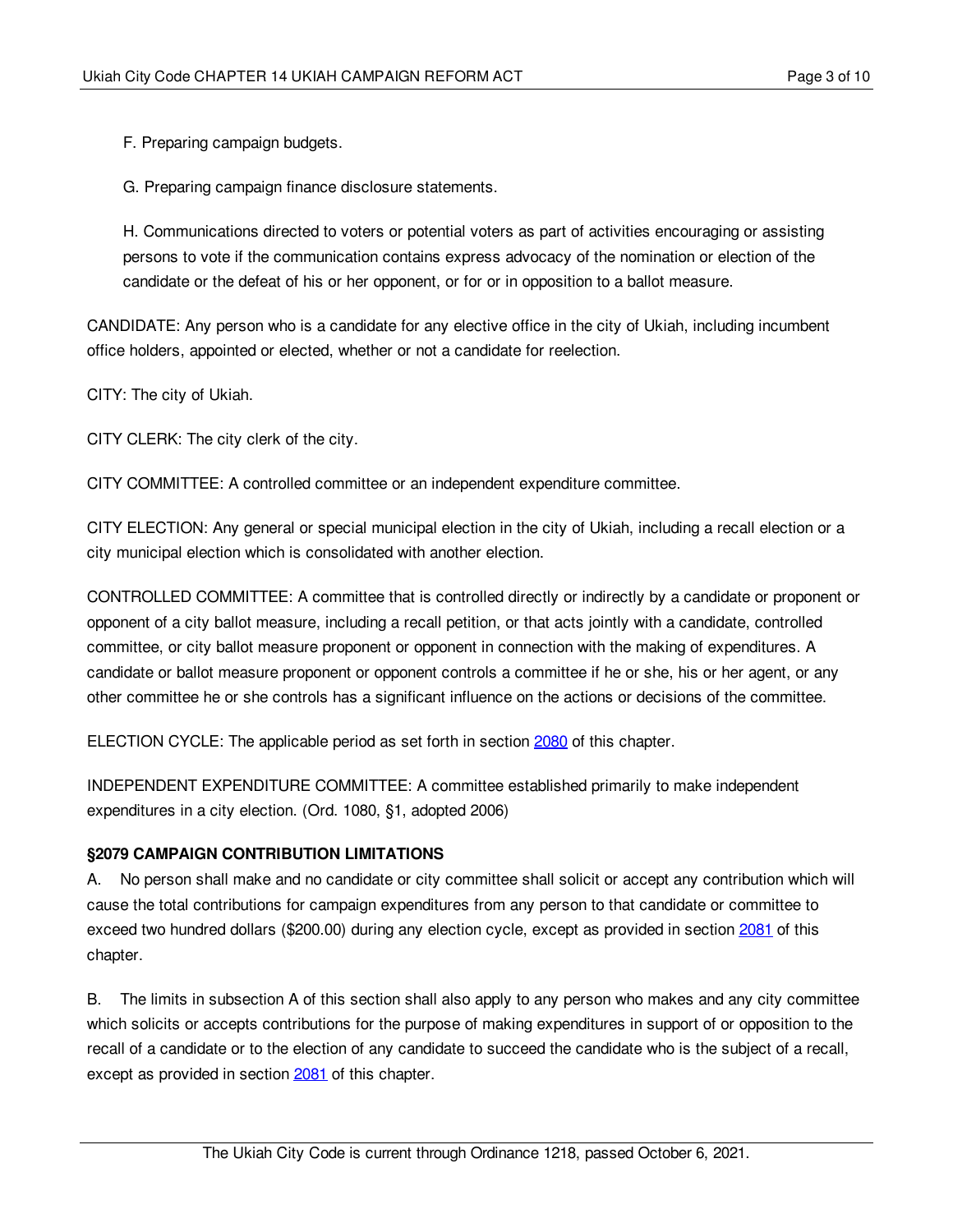F. Preparing campaign budgets.

G. Preparing campaign finance disclosure statements.

H. Communications directed to voters or potential voters as part of activities encouraging or assisting persons to vote if the communication contains express advocacy of the nomination or election of the candidate or the defeat of his or her opponent, or for or in opposition to a ballot measure.

CANDIDATE: Any person who is a candidate for any elective office in the city of Ukiah, including incumbent office holders, appointed or elected, whether or not a candidate for reelection.

CITY: The city of Ukiah.

CITY CLERK: The city clerk of the city.

CITY COMMITTEE: A controlled committee or an independent expenditure committee.

CITY ELECTION: Any general or special municipal election in the city of Ukiah, including a recall election or a city municipal election which is consolidated with another election.

CONTROLLED COMMITTEE: A committee that is controlled directly or indirectly by a candidate or proponent or opponent of a city ballot measure, including a recall petition, or that acts jointly with a candidate, controlled committee, or city ballot measure proponent or opponent in connection with the making of expenditures. A candidate or ballot measure proponent or opponent controls a committee if he or she, his or her agent, or any other committee he or she controls has a significant influence on the actions or decisions of the committee.

ELECTION CYCLE: The applicable period as set forth in section 2080 of this chapter.

INDEPENDENT EXPENDITURE COMMITTEE: A committee established primarily to make independent expenditures in a city election. (Ord. 1080, §1, adopted 2006)

**§2079 CAMPAIGN CONTRIBUTION LIMITATIONS**

A. No person shall make and no candidate or city committee shall solicit or accept any contribution which will cause the total contributions for campaign expenditures from any person to that candidate or committee to exceed two hundred dollars ($200.00) during any election cycle, except as provided in section 2081 of this chapter.

B. The limits in subsection A of this section shall also apply to any person who makes and any city committee which solicits or accepts contributions for the purpose of making expenditures in support of or opposition to the recall of a candidate or to the election of any candidate to succeed the candidate who is the subject of a recall, except as provided in section 2081 of this chapter.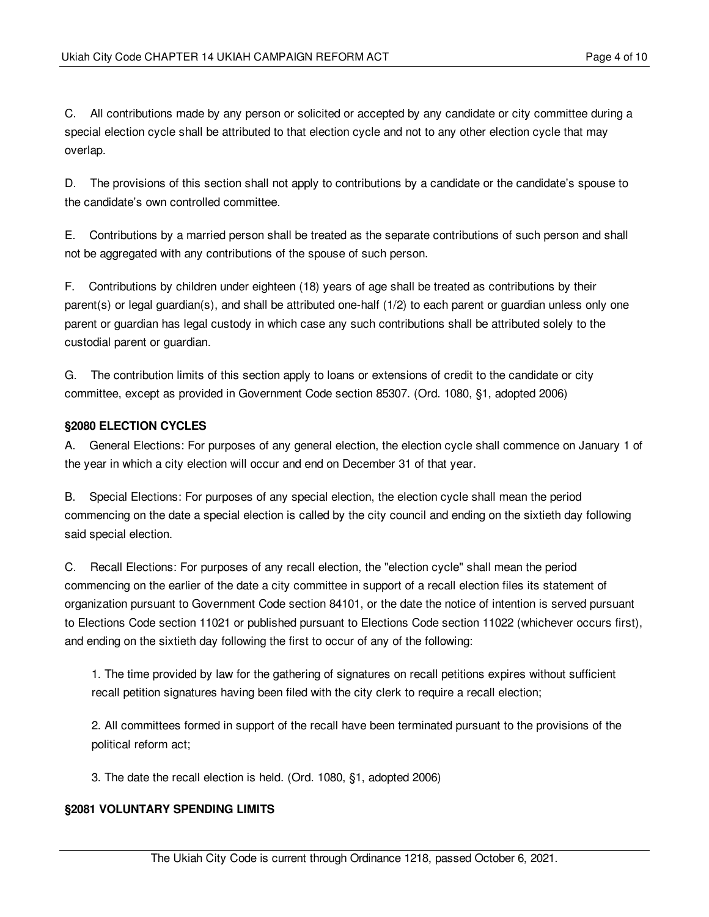C. All contributions made by any person or solicited or accepted by any candidate or city committee during a special election cycle shall be attributed to that election cycle and not to any other election cycle that may overlap.

D. The provisions of this section shall not apply to contributions by a candidate or the candidate's spouse to the candidate's own controlled committee.

E. Contributions by a married person shall be treated as the separate contributions of such person and shall not be aggregated with any contributions of the spouse of such person.

F. Contributions by children under eighteen (18) years of age shall be treated as contributions by their parent(s) or legal guardian(s), and shall be attributed one-half (1/2) to each parent or guardian unless only one parent or guardian has legal custody in which case any such contributions shall be attributed solely to the custodial parent or guardian.

G. The contribution limits of this section apply to loans or extensions of credit to the candidate or city committee, except as provided in Government Code section 85307. (Ord. 1080, §1, adopted 2006)

**§2080 ELECTION CYCLES**

A. General Elections: For purposes of any general election, the election cycle shall commence on January 1 of the year in which a city election will occur and end on December 31 of that year.

B. Special Elections: For purposes of any special election, the election cycle shall mean the period commencing on the date a special election is called by the city council and ending on the sixtieth day following said special election.

C. Recall Elections: For purposes of any recall election, the "election cycle" shall mean the period commencing on the earlier of the date a city committee in support of a recall election files its statement of organization pursuant to Government Code section 84101, or the date the notice of intention is served pursuant to Elections Code section 11021 or published pursuant to Elections Code section 11022 (whichever occurs first), and ending on the sixtieth day following the first to occur of any of the following:

1. The time provided by law for the gathering of signatures on recall petitions expires without sufficient recall petition signatures having been filed with the city clerk to require a recall election;

2. All committees formed in support of the recall have been terminated pursuant to the provisions of the political reform act;

3. The date the recall election is held. (Ord. 1080, §1, adopted 2006)

**§2081 VOLUNTARY SPENDING LIMITS**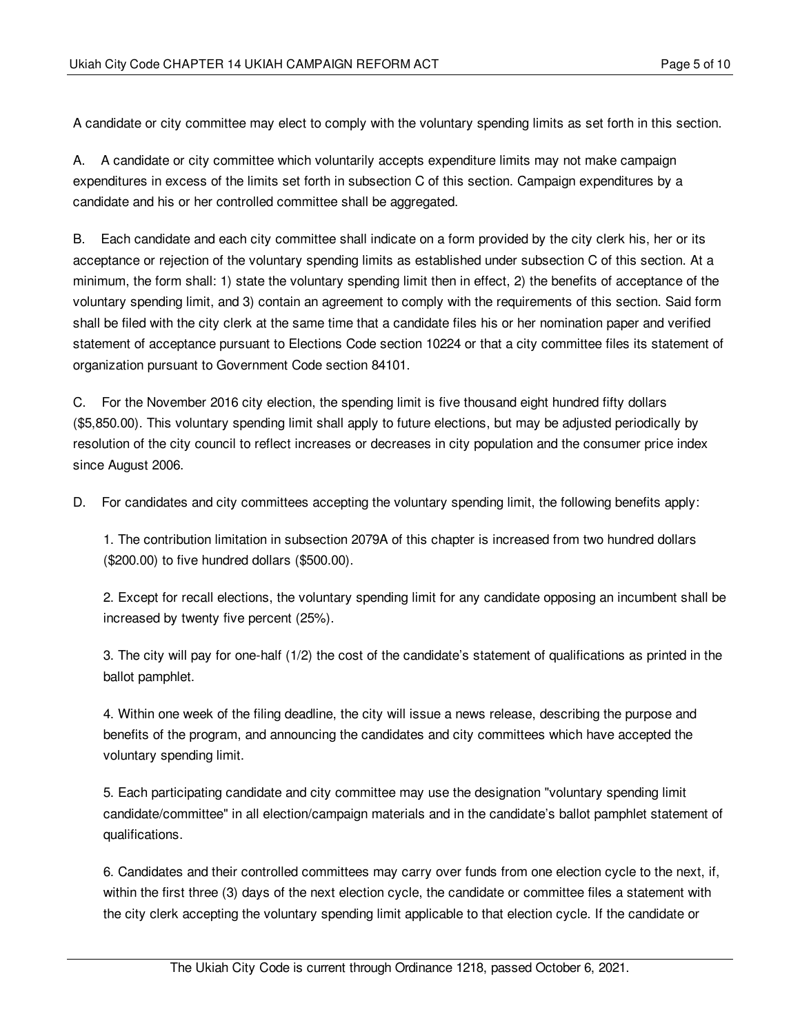A candidate or city committee may elect to comply with the voluntary spending limits as set forth in this section.

A. A candidate or city committee which voluntarily accepts expenditure limits may not make campaign expenditures in excess of the limits set forth in subsection C of this section. Campaign expenditures by a candidate and his or her controlled committee shall be aggregated.

B. Each candidate and each city committee shall indicate on a form provided by the city clerk his, her or its acceptance or rejection of the voluntary spending limits as established under subsection C of this section. At a minimum, the form shall: 1) state the voluntary spending limit then in effect, 2) the benefits of acceptance of the voluntary spending limit, and 3) contain an agreement to comply with the requirements of this section. Said form shall be filed with the city clerk at the same time that a candidate files his or her nomination paper and verified statement of acceptance pursuant to Elections Code section 10224 or that a city committee files its statement of organization pursuant to Government Code section 84101.

C. For the November 2016 city election, the spending limit is five thousand eight hundred fifty dollars ($5,850.00). This voluntary spending limit shall apply to future elections, but may be adjusted periodically by resolution of the city council to reflect increases or decreases in city population and the consumer price index since August 2006.

D. For candidates and city committees accepting the voluntary spending limit, the following benefits apply:

1. The contribution limitation in subsection 2079A of this chapter is increased from two hundred dollars ($200.00) to five hundred dollars ($500.00).

2. Except for recall elections, the voluntary spending limit for any candidate opposing an incumbent shall be increased by twenty five percent (25%).

3. The city will pay for one-half (1/2) the cost of the candidate's statement of qualifications as printed in the ballot pamphlet.

4. Within one week of the filing deadline, the city will issue a news release, describing the purpose and benefits of the program, and announcing the candidates and city committees which have accepted the voluntary spending limit.

5. Each participating candidate and city committee may use the designation "voluntary spending limit candidate/committee" in all election/campaign materials and in the candidate's ballot pamphlet statement of qualifications.

6. Candidates and their controlled committees may carry over funds from one election cycle to the next, if, within the first three (3) days of the next election cycle, the candidate or committee files a statement with the city clerk accepting the voluntary spending limit applicable to that election cycle. If the candidate or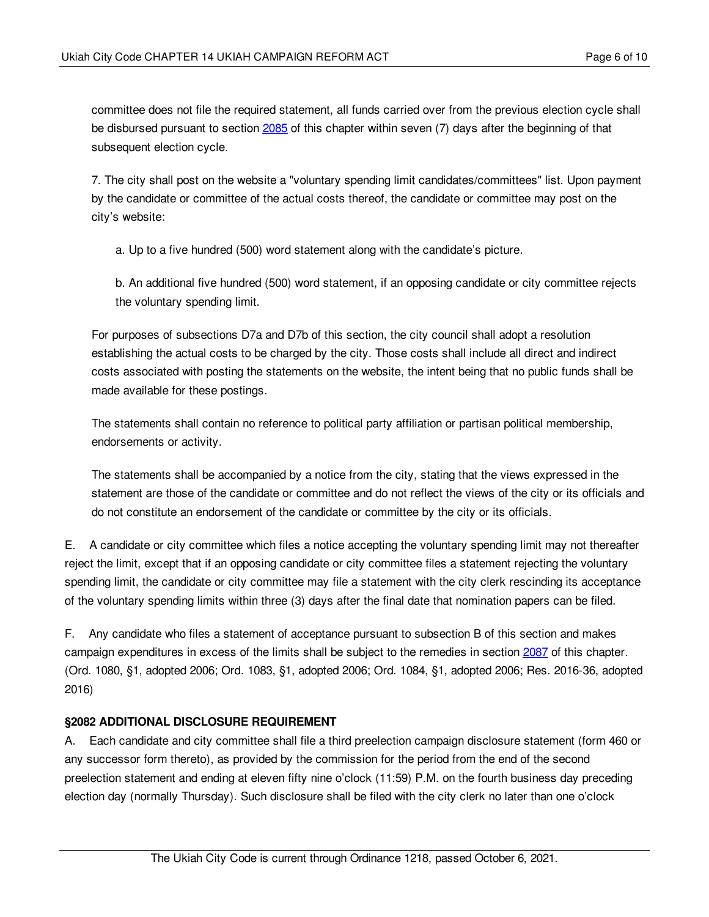committee does not file the required statement, all funds carried over from the previous election cycle shall be disbursed pursuant to section [2085](#) of this chapter within seven (7) days after the beginning of that subsequent election cycle.

7. The city shall post on the website a "voluntary spending limit candidates/committees" list. Upon payment by the candidate or committee of the actual costs thereof, the candidate or committee may post on the city's website:

a. Up to a five hundred (500) word statement along with the candidate's picture.

b. An additional five hundred (500) word statement, if an opposing candidate or city committee rejects the voluntary spending limit.

For purposes of subsections D7a and D7b of this section, the city council shall adopt a resolution establishing the actual costs to be charged by the city. Those costs shall include all direct and indirect costs associated with posting the statements on the website, the intent being that no public funds shall be made available for these postings.

The statements shall contain no reference to political party affiliation or partisan political membership, endorsements or activity.

The statements shall be accompanied by a notice from the city, stating that the views expressed in the statement are those of the candidate or committee and do not reflect the views of the city or its officials and do not constitute an endorsement of the candidate or committee by the city or its officials.

E. A candidate or city committee which files a notice accepting the voluntary spending limit may not thereafter reject the limit, except that if an opposing candidate or city committee files a statement rejecting the voluntary spending limit, the candidate or city committee may file a statement with the city clerk rescinding its acceptance of the voluntary spending limits within three (3) days after the final date that nomination papers can be filed.

F. Any candidate who files a statement of acceptance pursuant to subsection B of this section and makes campaign expenditures in excess of the limits shall be subject to the remedies in section [2087](#) of this chapter. (Ord. 1080, §1, adopted 2006; Ord. 1083, §1, adopted 2006; Ord. 1084, §1, adopted 2006; Res. 2016-36, adopted 2016)

**§2082 ADDITIONAL DISCLOSURE REQUIREMENT**

A. Each candidate and city committee shall file a third preelection campaign disclosure statement (form 460 or any successor form thereto), as provided by the commission for the period from the end of the second preelection statement and ending at eleven fifty nine o'clock (11:59) P.M. on the fourth business day preceding election day (normally Thursday). Such disclosure shall be filed with the city clerk no later than one o'clock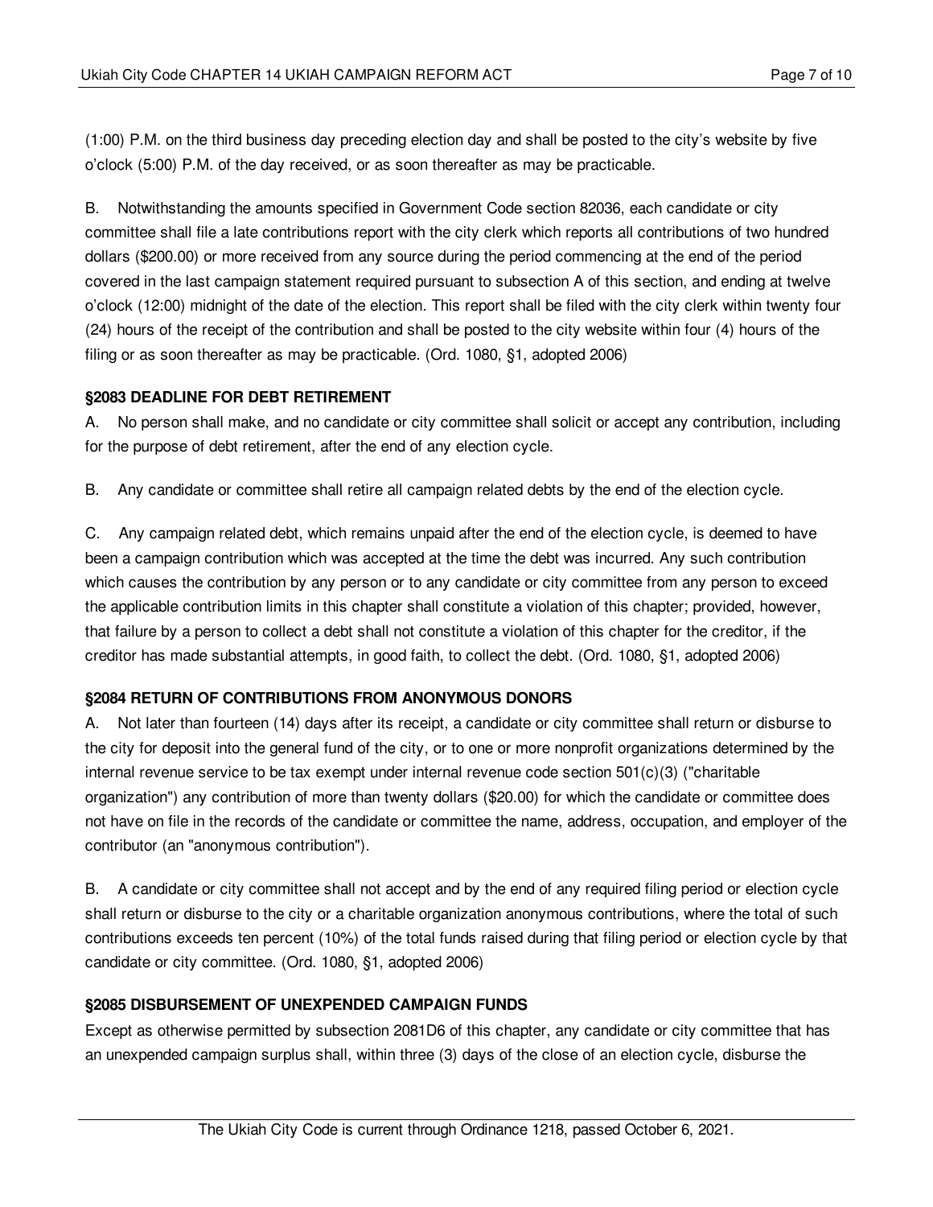(1:00) P.M. on the third business day preceding election day and shall be posted to the city's website by five o'clock (5:00) P.M. of the day received, or as soon thereafter as may be practicable.

B. Notwithstanding the amounts specified in Government Code section 82036, each candidate or city committee shall file a late contributions report with the city clerk which reports all contributions of two hundred dollars ($200.00) or more received from any source during the period commencing at the end of the period covered in the last campaign statement required pursuant to subsection A of this section, and ending at twelve o'clock (12:00) midnight of the date of the election. This report shall be filed with the city clerk within twenty four (24) hours of the receipt of the contribution and shall be posted to the city website within four (4) hours of the filing or as soon thereafter as may be practicable. (Ord. 1080, §1, adopted 2006)

**§2083 DEADLINE FOR DEBT RETIREMENT**

A. No person shall make, and no candidate or city committee shall solicit or accept any contribution, including for the purpose of debt retirement, after the end of any election cycle.

B. Any candidate or committee shall retire all campaign related debts by the end of the election cycle.

C. Any campaign related debt, which remains unpaid after the end of the election cycle, is deemed to have been a campaign contribution which was accepted at the time the debt was incurred. Any such contribution which causes the contribution by any person or to any candidate or city committee from any person to exceed the applicable contribution limits in this chapter shall constitute a violation of this chapter; provided, however, that failure by a person to collect a debt shall not constitute a violation of this chapter for the creditor, if the creditor has made substantial attempts, in good faith, to collect the debt. (Ord. 1080, §1, adopted 2006)

**§2084 RETURN OF CONTRIBUTIONS FROM ANONYMOUS DONORS**

A. Not later than fourteen (14) days after its receipt, a candidate or city committee shall return or disburse to the city for deposit into the general fund of the city, or to one or more nonprofit organizations determined by the internal revenue service to be tax exempt under internal revenue code section 501(c)(3) ("charitable organization") any contribution of more than twenty dollars ($20.00) for which the candidate or committee does not have on file in the records of the candidate or committee the name, address, occupation, and employer of the contributor (an "anonymous contribution").

B. A candidate or city committee shall not accept and by the end of any required filing period or election cycle shall return or disburse to the city or a charitable organization anonymous contributions, where the total of such contributions exceeds ten percent (10%) of the total funds raised during that filing period or election cycle by that candidate or city committee. (Ord. 1080, §1, adopted 2006)

**§2085 DISBURSEMENT OF UNEXPENDED CAMPAIGN FUNDS**

Except as otherwise permitted by subsection 2081D6 of this chapter, any candidate or city committee that has an unexpended campaign surplus shall, within three (3) days of the close of an election cycle, disburse the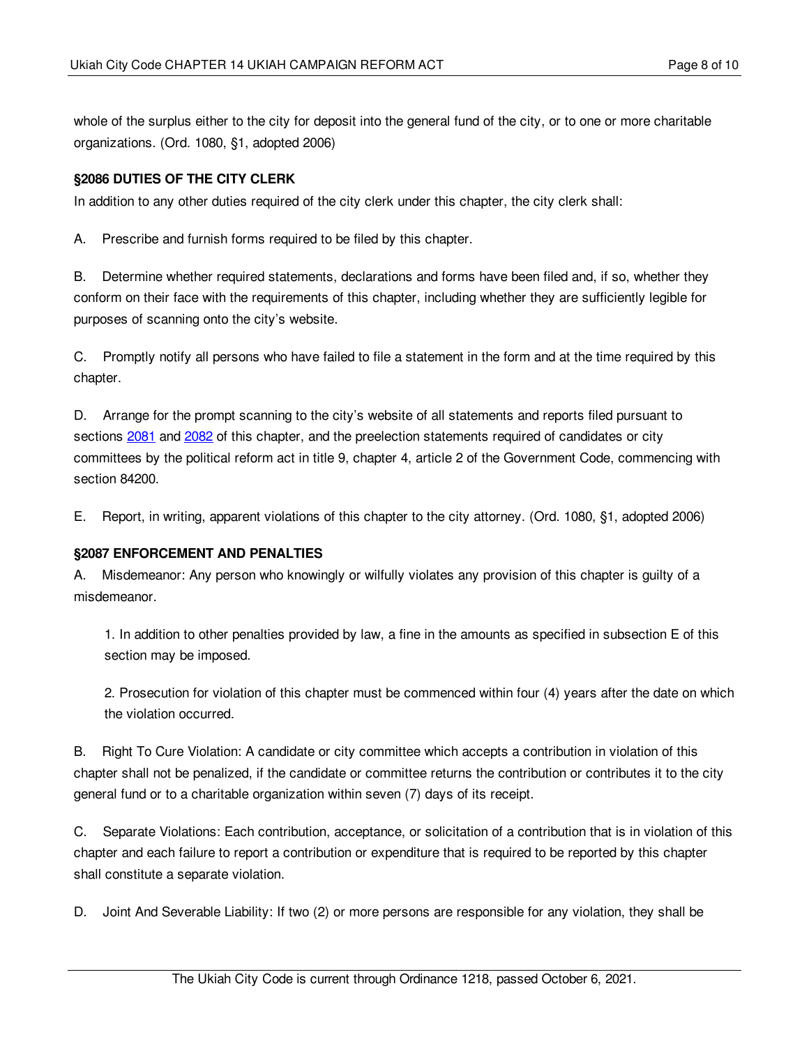whole of the surplus either to the city for deposit into the general fund of the city, or to one or more charitable organizations. (Ord. 1080, §1, adopted 2006)

**§2086 DUTIES OF THE CITY CLERK**

In addition to any other duties required of the city clerk under this chapter, the city clerk shall:

A. Prescribe and furnish forms required to be filed by this chapter.

B. Determine whether required statements, declarations and forms have been filed and, if so, whether they conform on their face with the requirements of this chapter, including whether they are sufficiently legible for purposes of scanning onto the city's website.

C. Promptly notify all persons who have failed to file a statement in the form and at the time required by this chapter.

D. Arrange for the prompt scanning to the city's website of all statements and reports filed pursuant to sections 2081 and 2082 of this chapter, and the preelection statements required of candidates or city committees by the political reform act in title 9, chapter 4, article 2 of the Government Code, commencing with section 84200.

E. Report, in writing, apparent violations of this chapter to the city attorney. (Ord. 1080, §1, adopted 2006)

**§2087 ENFORCEMENT AND PENALTIES**

A. Misdemeanor: Any person who knowingly or wilfully violates any provision of this chapter is guilty of a misdemeanor.

1. In addition to other penalties provided by law, a fine in the amounts as specified in subsection E of this section may be imposed.

2. Prosecution for violation of this chapter must be commenced within four (4) years after the date on which the violation occurred.

B. Right To Cure Violation: A candidate or city committee which accepts a contribution in violation of this chapter shall not be penalized, if the candidate or committee returns the contribution or contributes it to the city general fund or to a charitable organization within seven (7) days of its receipt.

C. Separate Violations: Each contribution, acceptance, or solicitation of a contribution that is in violation of this chapter and each failure to report a contribution or expenditure that is required to be reported by this chapter shall constitute a separate violation.

D. Joint And Severable Liability: If two (2) or more persons are responsible for any violation, they shall be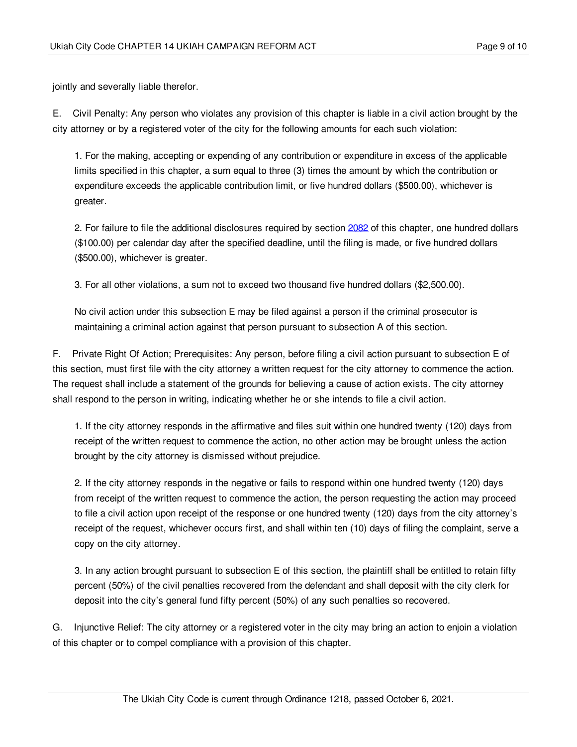jointly and severally liable therefor.

E. Civil Penalty: Any person who violates any provision of this chapter is liable in a civil action brought by the city attorney or by a registered voter of the city for the following amounts for each such violation:

1. For the making, accepting or expending of any contribution or expenditure in excess of the applicable limits specified in this chapter, a sum equal to three (3) times the amount by which the contribution or expenditure exceeds the applicable contribution limit, or five hundred dollars ($500.00), whichever is greater.

2. For failure to file the additional disclosures required by section 2082 of this chapter, one hundred dollars ($100.00) per calendar day after the specified deadline, until the filing is made, or five hundred dollars ($500.00), whichever is greater.

3. For all other violations, a sum not to exceed two thousand five hundred dollars ($2,500.00).

No civil action under this subsection E may be filed against a person if the criminal prosecutor is maintaining a criminal action against that person pursuant to subsection A of this section.

F. Private Right Of Action; Prerequisites: Any person, before filing a civil action pursuant to subsection E of this section, must first file with the city attorney a written request for the city attorney to commence the action. The request shall include a statement of the grounds for believing a cause of action exists. The city attorney shall respond to the person in writing, indicating whether he or she intends to file a civil action.

1. If the city attorney responds in the affirmative and files suit within one hundred twenty (120) days from receipt of the written request to commence the action, no other action may be brought unless the action brought by the city attorney is dismissed without prejudice.

2. If the city attorney responds in the negative or fails to respond within one hundred twenty (120) days from receipt of the written request to commence the action, the person requesting the action may proceed to file a civil action upon receipt of the response or one hundred twenty (120) days from the city attorney's receipt of the request, whichever occurs first, and shall within ten (10) days of filing the complaint, serve a copy on the city attorney.

3. In any action brought pursuant to subsection E of this section, the plaintiff shall be entitled to retain fifty percent (50%) of the civil penalties recovered from the defendant and shall deposit with the city clerk for deposit into the city's general fund fifty percent (50%) of any such penalties so recovered.

G. Injunctive Relief: The city attorney or a registered voter in the city may bring an action to enjoin a violation of this chapter or to compel compliance with a provision of this chapter.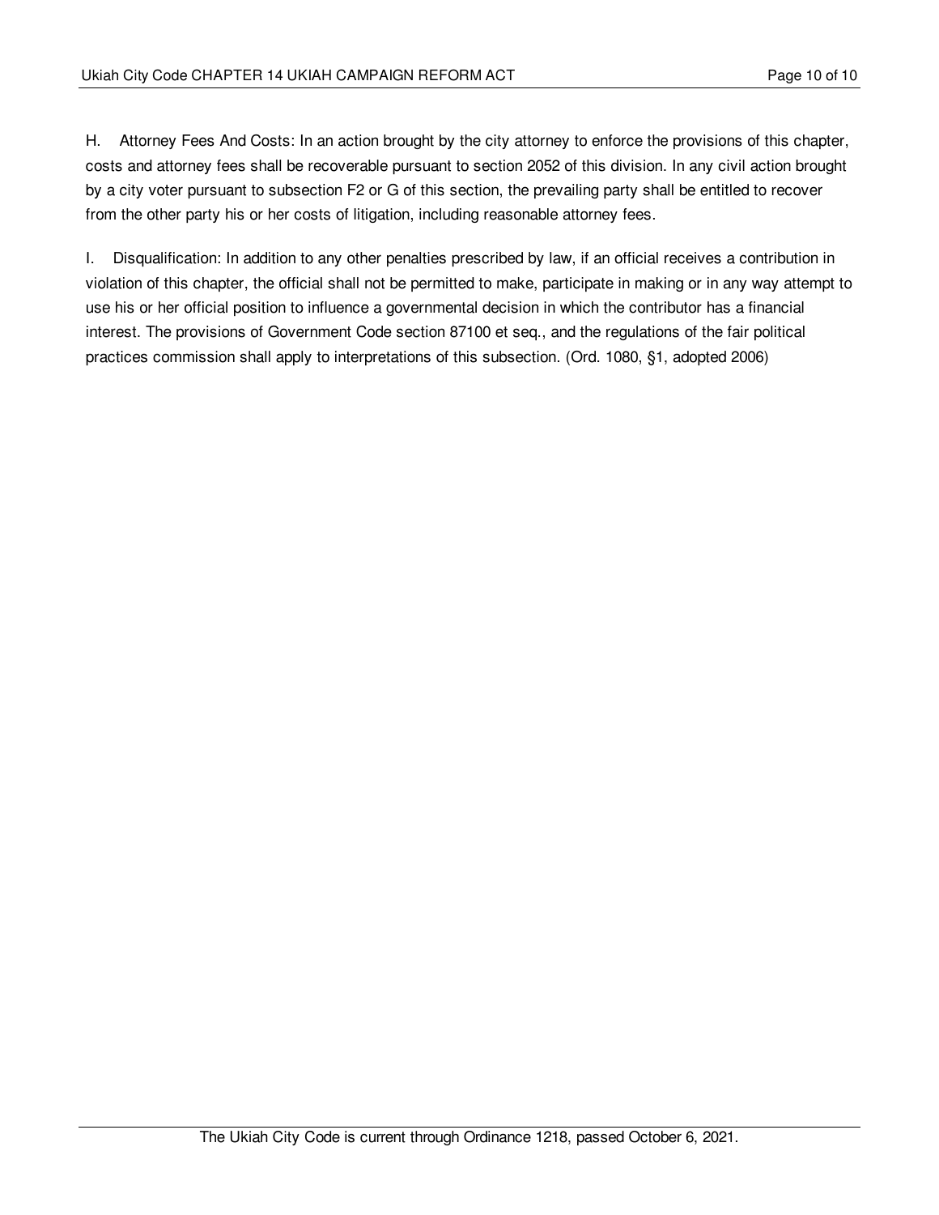H. Attorney Fees And Costs: In an action brought by the city attorney to enforce the provisions of this chapter, costs and attorney fees shall be recoverable pursuant to section 2052 of this division. In any civil action brought by a city voter pursuant to subsection F2 or G of this section, the prevailing party shall be entitled to recover from the other party his or her costs of litigation, including reasonable attorney fees.

I. Disqualification: In addition to any other penalties prescribed by law, if an official receives a contribution in violation of this chapter, the official shall not be permitted to make, participate in making or in any way attempt to use his or her official position to influence a governmental decision in which the contributor has a financial interest. The provisions of Government Code section 87100 et seq., and the regulations of the fair political practices commission shall apply to interpretations of this subsection. (Ord. 1080, §1, adopted 2006)